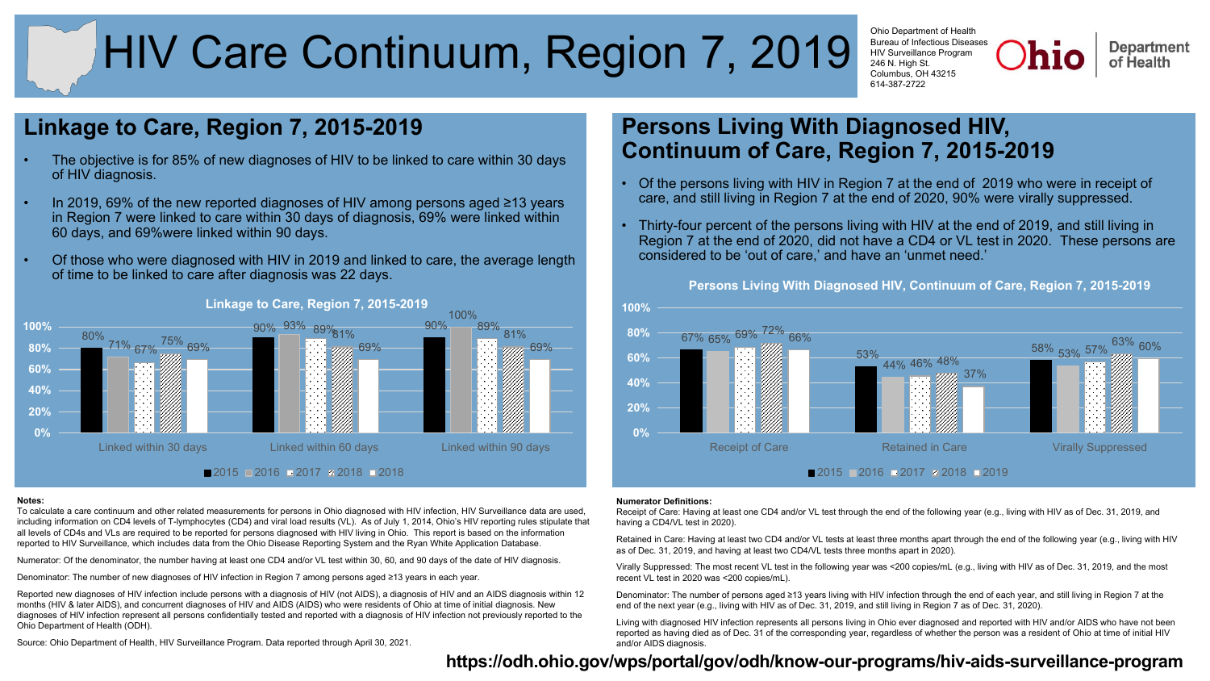# HIV Care Continuum, Region 7, 2019

Ohio Department of Health
Bureau of Infectious Diseases
HIV Surveillance Program
246 N. High St.
Columbus, OH 43215
614-387-2722

## Linkage to Care, Region 7, 2015-2019

- The objective is for 85% of new diagnoses of HIV to be linked to care within 30 days of HIV diagnosis.
- In 2019, 69% of the new reported diagnoses of HIV among persons aged ≥13 years in Region 7 were linked to care within 30 days of diagnosis, 69% were linked within 60 days, and 69%were linked within 90 days.
- Of those who were diagnosed with HIV in 2019 and linked to care, the average length of time to be linked to care after diagnosis was 22 days.

**Linkage to Care, Region 7, 2015-2019**

| | 2015 | 2016 | 2017 | 2018 | 2018 |
|---|---|---|---|---|---|
| Linked within 30 days | 80% | 71% | 67% | 75% | 69% |
| Linked within 60 days | 90% | 93% | 89% | 81% | 69% |
| Linked within 90 days | 90% | 100% | 89% | 81% | 69% |

## Persons Living With Diagnosed HIV, Continuum of Care, Region 7, 2015-2019

- Of the persons living with HIV in Region 7 at the end of 2019 who were in receipt of care, and still living in Region 7 at the end of 2020, 90% were virally suppressed.
- Thirty-four percent of the persons living with HIV at the end of 2019, and still living in Region 7 at the end of 2020, did not have a CD4 or VL test in 2020. These persons are considered to be 'out of care,' and have an 'unmet need.'

**Persons Living With Diagnosed HIV, Continuum of Care, Region 7, 2015-2019**

| | 2015 | 2016 | 2017 | 2018 | 2019 |
|---|---|---|---|---|---|
| Receipt of Care | 67% | 65% | 69% | 72% | 66% |
| Retained in Care | 53% | 44% | 46% | 48% | 37% |
| Virally Suppressed | 58% | 53% | 57% | 63% | 60% |

**Notes:**

To calculate a care continuum and other related measurements for persons in Ohio diagnosed with HIV infection, HIV Surveillance data are used, including information on CD4 levels of T-lymphocytes (CD4) and viral load results (VL). As of July 1, 2014, Ohio's HIV reporting rules stipulate that all levels of CD4s and VLs are required to be reported for persons diagnosed with HIV living in Ohio. This report is based on the information reported to HIV Surveillance, which includes data from the Ohio Disease Reporting System and the Ryan White Application Database.

Numerator: Of the denominator, the number having at least one CD4 and/or VL test within 30, 60, and 90 days of the date of HIV diagnosis.

Denominator: The number of new diagnoses of HIV infection in Region 7 among persons aged ≥13 years in each year.

Reported new diagnoses of HIV infection include persons with a diagnosis of HIV (not AIDS), a diagnosis of HIV and an AIDS diagnosis within 12 months (HIV & later AIDS), and concurrent diagnoses of HIV and AIDS (AIDS) who were residents of Ohio at time of initial diagnosis. New diagnoses of HIV infection represent all persons confidentially tested and reported with a diagnosis of HIV infection not previously reported to the Ohio Department of Health (ODH).

Source: Ohio Department of Health, HIV Surveillance Program. Data reported through April 30, 2021.

**Numerator Definitions:**

Receipt of Care: Having at least one CD4 and/or VL test through the end of the following year (e.g., living with HIV as of Dec. 31, 2019, and having a CD4/VL test in 2020).

Retained in Care: Having at least two CD4 and/or VL tests at least three months apart through the end of the following year (e.g., living with HIV as of Dec. 31, 2019, and having at least two CD4/VL tests three months apart in 2020).

Virally Suppressed: The most recent VL test in the following year was <200 copies/mL (e.g., living with HIV as of Dec. 31, 2019, and the most recent VL test in 2020 was <200 copies/mL).

Denominator: The number of persons aged ≥13 years living with HIV infection through the end of each year, and still living in Region 7 at the end of the next year (e.g., living with HIV as of Dec. 31, 2019, and still living in Region 7 as of Dec. 31, 2020).

Living with diagnosed HIV infection represents all persons living in Ohio ever diagnosed and reported with HIV and/or AIDS who have not been reported as having died as of Dec. 31 of the corresponding year, regardless of whether the person was a resident of Ohio at time of initial HIV and/or AIDS diagnosis.

**https://odh.ohio.gov/wps/portal/gov/odh/know-our-programs/hiv-aids-surveillance-program**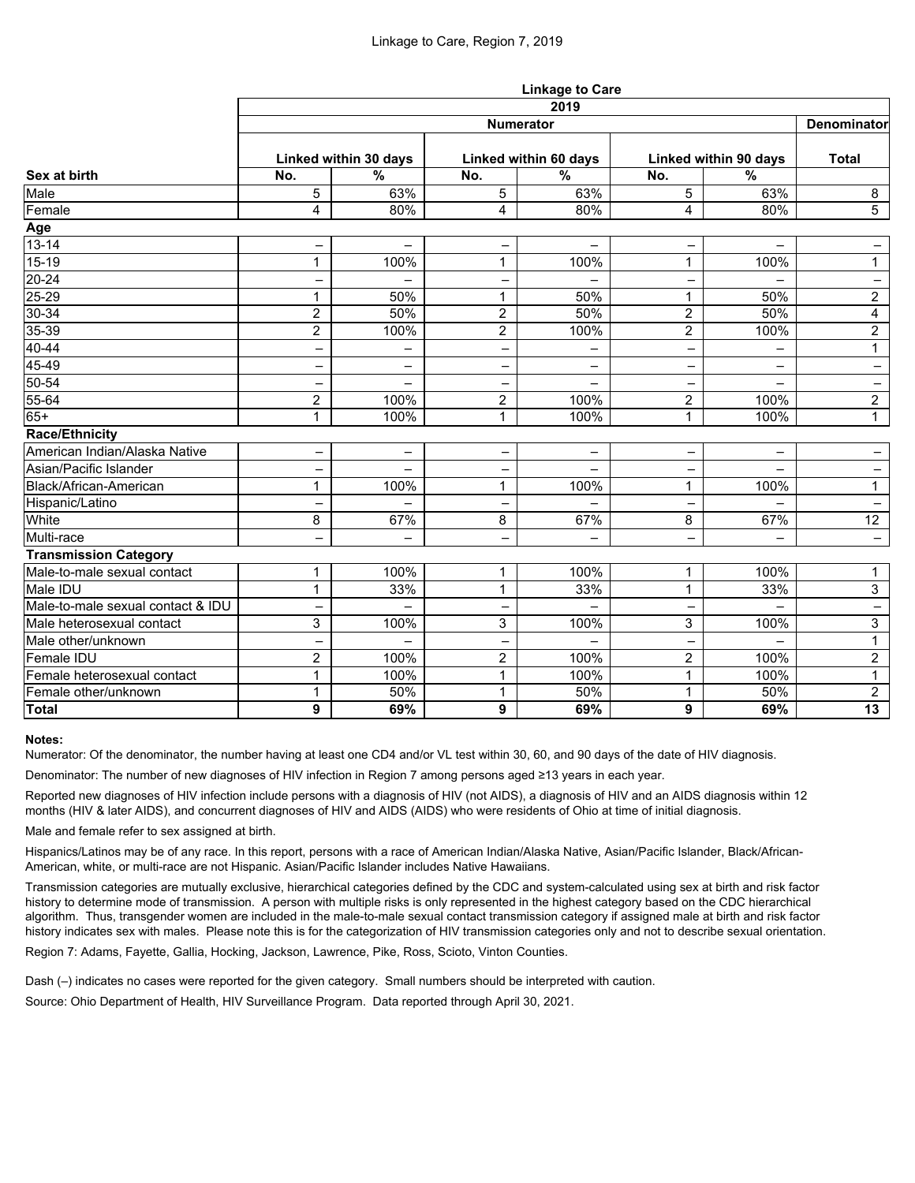Linkage to Care, Region 7, 2019

| | Linkage to Care | | | | | | |
|---|---|---|---|---|---|---|---|
| | 2019 | | | | | | |
| | Numerator | | | | | | Denominator |
| | Linked within 30 days | | Linked within 60 days | | Linked within 90 days | | Total |
| **Sex at birth** | No. | % | No. | % | No. | % | |
| Male | 5 | 63% | 5 | 63% | 5 | 63% | 8 |
| Female | 4 | 80% | 4 | 80% | 4 | 80% | 5 |
| **Age** | | | | | | | |
| 13-14 | – | – | – | – | – | – | – |
| 15-19 | 1 | 100% | 1 | 100% | 1 | 100% | 1 |
| 20-24 | – | – | – | – | – | – | – |
| 25-29 | 1 | 50% | 1 | 50% | 1 | 50% | 2 |
| 30-34 | 2 | 50% | 2 | 50% | 2 | 50% | 4 |
| 35-39 | 2 | 100% | 2 | 100% | 2 | 100% | 2 |
| 40-44 | – | – | – | – | – | – | 1 |
| 45-49 | – | – | – | – | – | – | – |
| 50-54 | – | – | – | – | – | – | – |
| 55-64 | 2 | 100% | 2 | 100% | 2 | 100% | 2 |
| 65+ | 1 | 100% | 1 | 100% | 1 | 100% | 1 |
| **Race/Ethnicity** | | | | | | | |
| American Indian/Alaska Native | – | – | – | – | – | – | – |
| Asian/Pacific Islander | – | – | – | – | – | – | – |
| Black/African-American | 1 | 100% | 1 | 100% | 1 | 100% | 1 |
| Hispanic/Latino | – | – | – | – | – | – | – |
| White | 8 | 67% | 8 | 67% | 8 | 67% | 12 |
| Multi-race | – | – | – | – | – | – | – |
| **Transmission Category** | | | | | | | |
| Male-to-male sexual contact | 1 | 100% | 1 | 100% | 1 | 100% | 1 |
| Male IDU | 1 | 33% | 1 | 33% | 1 | 33% | 3 |
| Male-to-male sexual contact & IDU | – | – | – | – | – | – | – |
| Male heterosexual contact | 3 | 100% | 3 | 100% | 3 | 100% | 3 |
| Male other/unknown | – | – | – | – | – | – | 1 |
| Female IDU | 2 | 100% | 2 | 100% | 2 | 100% | 2 |
| Female heterosexual contact | 1 | 100% | 1 | 100% | 1 | 100% | 1 |
| Female other/unknown | 1 | 50% | 1 | 50% | 1 | 50% | 2 |
| **Total** | **9** | **69%** | **9** | **69%** | **9** | **69%** | **13** |

**Notes:**

Numerator: Of the denominator, the number having at least one CD4 and/or VL test within 30, 60, and 90 days of the date of HIV diagnosis.

Denominator: The number of new diagnoses of HIV infection in Region 7 among persons aged ≥13 years in each year.

Reported new diagnoses of HIV infection include persons with a diagnosis of HIV (not AIDS), a diagnosis of HIV and an AIDS diagnosis within 12 months (HIV & later AIDS), and concurrent diagnoses of HIV and AIDS (AIDS) who were residents of Ohio at time of initial diagnosis.

Male and female refer to sex assigned at birth.

Hispanics/Latinos may be of any race. In this report, persons with a race of American Indian/Alaska Native, Asian/Pacific Islander, Black/African-American, white, or multi-race are not Hispanic. Asian/Pacific Islander includes Native Hawaiians.

Transmission categories are mutually exclusive, hierarchical categories defined by the CDC and system-calculated using sex at birth and risk factor history to determine mode of transmission. A person with multiple risks is only represented in the highest category based on the CDC hierarchical algorithm. Thus, transgender women are included in the male-to-male sexual contact transmission category if assigned male at birth and risk factor history indicates sex with males. Please note this is for the categorization of HIV transmission categories only and not to describe sexual orientation.

Region 7: Adams, Fayette, Gallia, Hocking, Jackson, Lawrence, Pike, Ross, Scioto, Vinton Counties.

Dash (–) indicates no cases were reported for the given category. Small numbers should be interpreted with caution.

Source: Ohio Department of Health, HIV Surveillance Program. Data reported through April 30, 2021.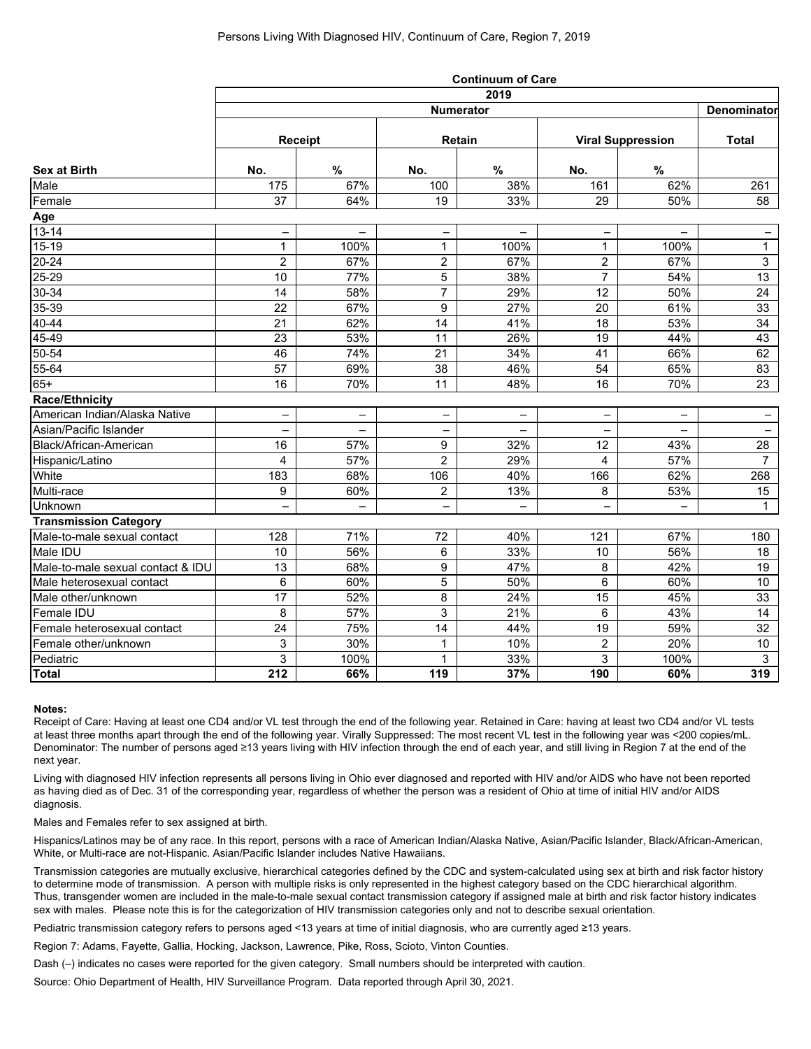# Persons Living With Diagnosed HIV, Continuum of Care, Region 7, 2019

| | Continuum of Care | | | | | | |
|---|---|---|---|---|---|---|---|
| | 2019 | | | | | | |
| | Numerator | | | | | | Denominator |
| | Receipt | | Retain | | Viral Suppression | | Total |
| **Sex at Birth** | No. | % | No. | % | No. | % | |
| Male | 175 | 67% | 100 | 38% | 161 | 62% | 261 |
| Female | 37 | 64% | 19 | 33% | 29 | 50% | 58 |
| **Age** | | | | | | | |
| 13-14 | – | – | – | – | – | – | – |
| 15-19 | 1 | 100% | 1 | 100% | 1 | 100% | 1 |
| 20-24 | 2 | 67% | 2 | 67% | 2 | 67% | 3 |
| 25-29 | 10 | 77% | 5 | 38% | 7 | 54% | 13 |
| 30-34 | 14 | 58% | 7 | 29% | 12 | 50% | 24 |
| 35-39 | 22 | 67% | 9 | 27% | 20 | 61% | 33 |
| 40-44 | 21 | 62% | 14 | 41% | 18 | 53% | 34 |
| 45-49 | 23 | 53% | 11 | 26% | 19 | 44% | 43 |
| 50-54 | 46 | 74% | 21 | 34% | 41 | 66% | 62 |
| 55-64 | 57 | 69% | 38 | 46% | 54 | 65% | 83 |
| 65+ | 16 | 70% | 11 | 48% | 16 | 70% | 23 |
| **Race/Ethnicity** | | | | | | | |
| American Indian/Alaska Native | – | – | – | – | – | – | – |
| Asian/Pacific Islander | – | – | – | – | – | – | – |
| Black/African-American | 16 | 57% | 9 | 32% | 12 | 43% | 28 |
| Hispanic/Latino | 4 | 57% | 2 | 29% | 4 | 57% | 7 |
| White | 183 | 68% | 106 | 40% | 166 | 62% | 268 |
| Multi-race | 9 | 60% | 2 | 13% | 8 | 53% | 15 |
| Unknown | – | – | – | – | – | – | 1 |
| **Transmission Category** | | | | | | | |
| Male-to-male sexual contact | 128 | 71% | 72 | 40% | 121 | 67% | 180 |
| Male IDU | 10 | 56% | 6 | 33% | 10 | 56% | 18 |
| Male-to-male sexual contact & IDU | 13 | 68% | 9 | 47% | 8 | 42% | 19 |
| Male heterosexual contact | 6 | 60% | 5 | 50% | 6 | 60% | 10 |
| Male other/unknown | 17 | 52% | 8 | 24% | 15 | 45% | 33 |
| Female IDU | 8 | 57% | 3 | 21% | 6 | 43% | 14 |
| Female heterosexual contact | 24 | 75% | 14 | 44% | 19 | 59% | 32 |
| Female other/unknown | 3 | 30% | 1 | 10% | 2 | 20% | 10 |
| Pediatric | 3 | 100% | 1 | 33% | 3 | 100% | 3 |
| **Total** | **212** | **66%** | **119** | **37%** | **190** | **60%** | **319** |

**Notes:**

Receipt of Care: Having at least one CD4 and/or VL test through the end of the following year. Retained in Care: having at least two CD4 and/or VL tests at least three months apart through the end of the following year. Virally Suppressed: The most recent VL test in the following year was <200 copies/mL. Denominator: The number of persons aged ≥13 years living with HIV infection through the end of each year, and still living in Region 7 at the end of the next year.

Living with diagnosed HIV infection represents all persons living in Ohio ever diagnosed and reported with HIV and/or AIDS who have not been reported as having died as of Dec. 31 of the corresponding year, regardless of whether the person was a resident of Ohio at time of initial HIV and/or AIDS diagnosis.

Males and Females refer to sex assigned at birth.

Hispanics/Latinos may be of any race. In this report, persons with a race of American Indian/Alaska Native, Asian/Pacific Islander, Black/African-American, White, or Multi-race are not-Hispanic. Asian/Pacific Islander includes Native Hawaiians.

Transmission categories are mutually exclusive, hierarchical categories defined by the CDC and system-calculated using sex at birth and risk factor history to determine mode of transmission. A person with multiple risks is only represented in the highest category based on the CDC hierarchical algorithm. Thus, transgender women are included in the male-to-male sexual contact transmission category if assigned male at birth and risk factor history indicates sex with males. Please note this is for the categorization of HIV transmission categories only and not to describe sexual orientation.

Pediatric transmission category refers to persons aged <13 years at time of initial diagnosis, who are currently aged ≥13 years.

Region 7: Adams, Fayette, Gallia, Hocking, Jackson, Lawrence, Pike, Ross, Scioto, Vinton Counties.

Dash (–) indicates no cases were reported for the given category. Small numbers should be interpreted with caution.

Source: Ohio Department of Health, HIV Surveillance Program. Data reported through April 30, 2021.